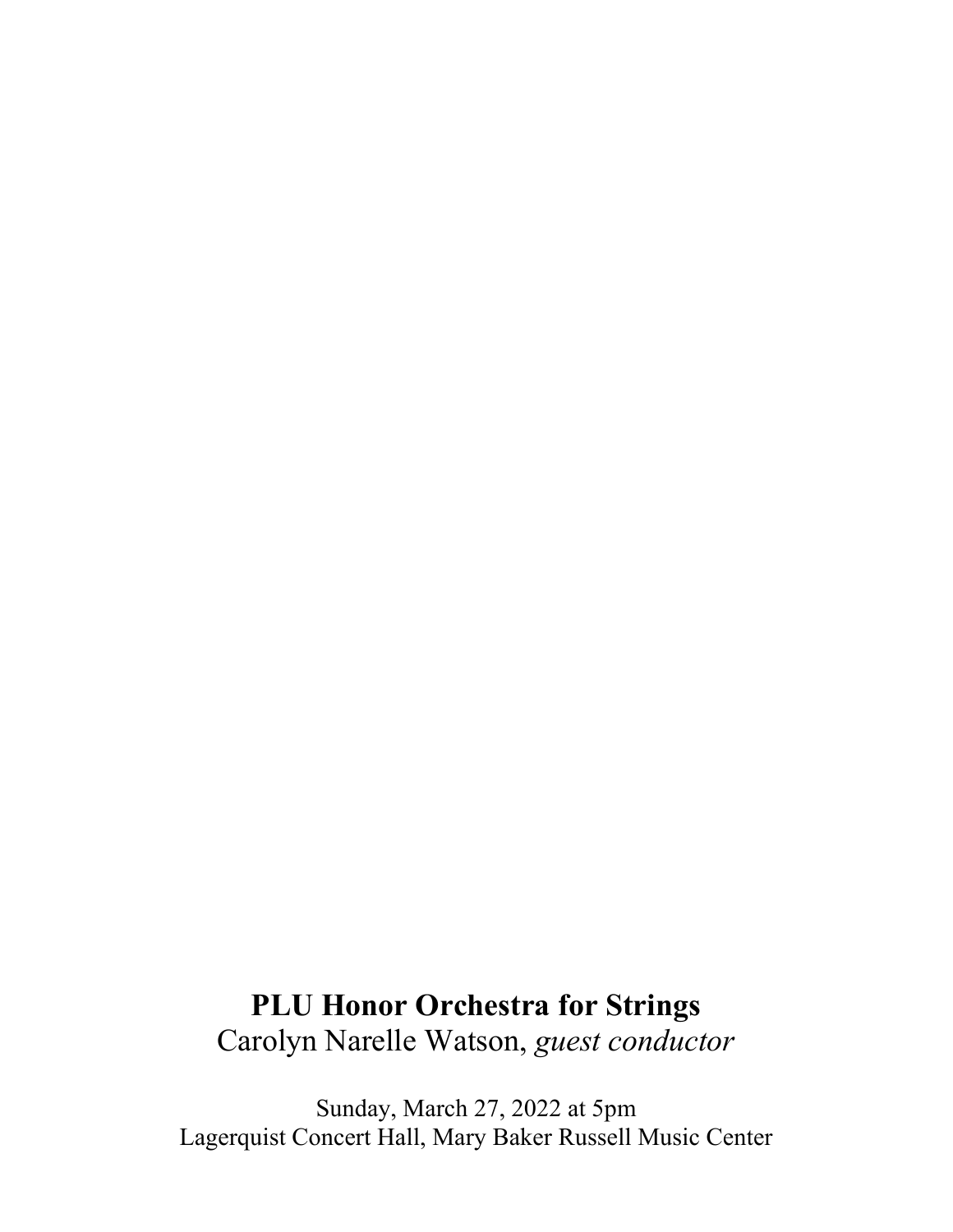# PLU Honor Orchestra for Strings

Carolyn Narelle Watson, *guest conductor*

Sunday, March 27, 2022 at 5pm
Lagerquist Concert Hall, Mary Baker Russell Music Center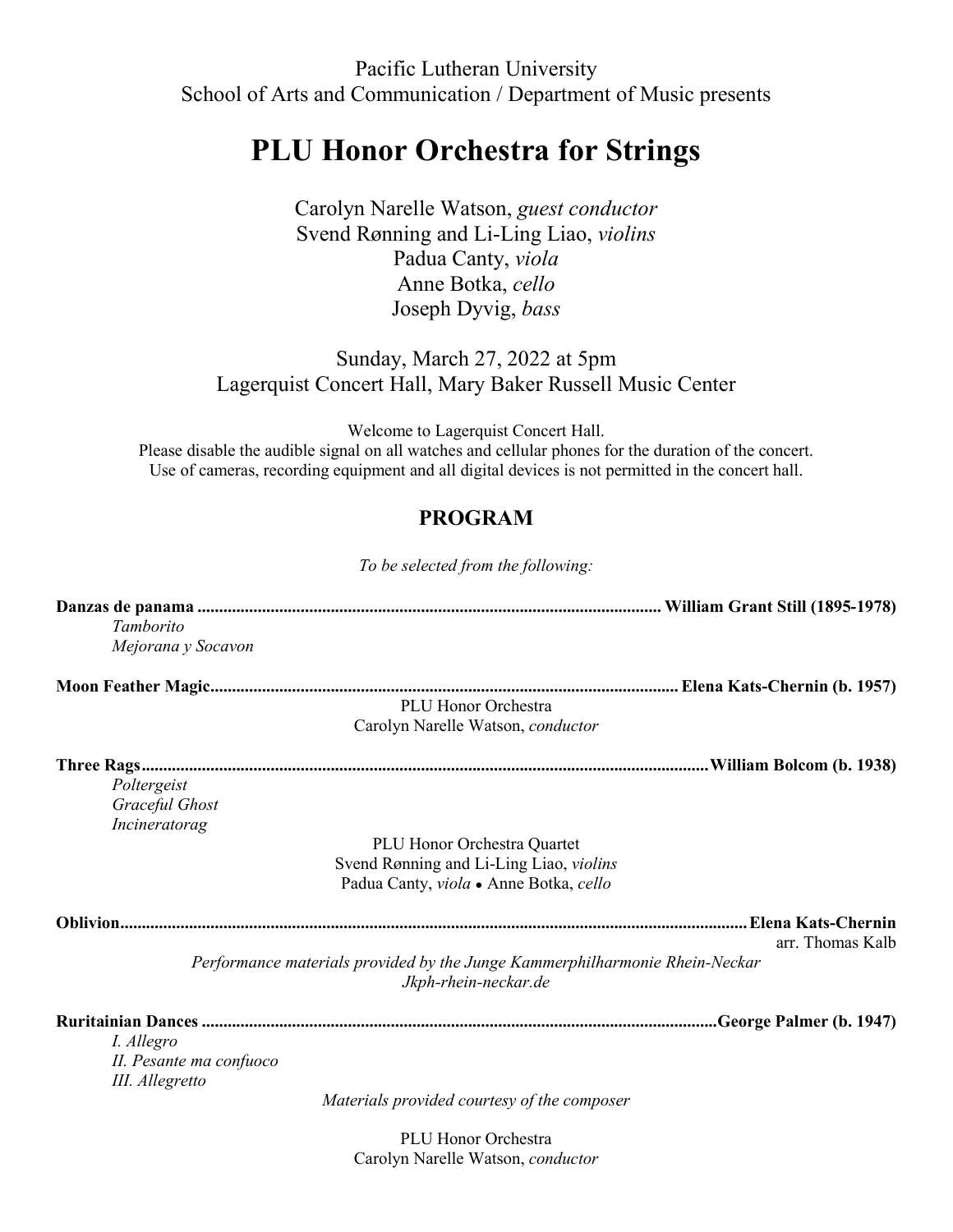Pacific Lutheran University
School of Arts and Communication / Department of Music presents

# PLU Honor Orchestra for Strings

Carolyn Narelle Watson, *guest conductor*
Svend Rønning and Li-Ling Liao, *violins*
Padua Canty, *viola*
Anne Botka, *cello*
Joseph Dyvig, *bass*

Sunday, March 27, 2022 at 5pm
Lagerquist Concert Hall, Mary Baker Russell Music Center

Welcome to Lagerquist Concert Hall.
Please disable the audible signal on all watches and cellular phones for the duration of the concert.
Use of cameras, recording equipment and all digital devices is not permitted in the concert hall.

## PROGRAM

*To be selected from the following:*

**Danzas de panama ........................................................................................................ William Grant Still (1895-1978)**
*Tamborito*
*Mejorana y Socavon*

**Moon Feather Magic.......................................................................................................... Elena Kats-Chernin (b. 1957)**
PLU Honor Orchestra
Carolyn Narelle Watson, *conductor*

**Three Rags.......................................................................................................................... William Bolcom (b. 1938)**
*Poltergeist*
*Graceful Ghost*
*Incineratorag*

PLU Honor Orchestra Quartet
Svend Rønning and Li-Ling Liao, *violins*
Padua Canty, *viola* • Anne Botka, *cello*

**Oblivion.............................................................................................................................. Elena Kats-Chernin**
arr. Thomas Kalb

*Performance materials provided by the Junge Kammerphilharmonie Rhein-Neckar*
*Jkph-rhein-neckar.de*

**Ruritainian Dances ........................................................................................................... George Palmer (b. 1947)**
*I. Allegro*
*II. Pesante ma confuoco*
*III. Allegretto*

*Materials provided courtesy of the composer*

PLU Honor Orchestra
Carolyn Narelle Watson, *conductor*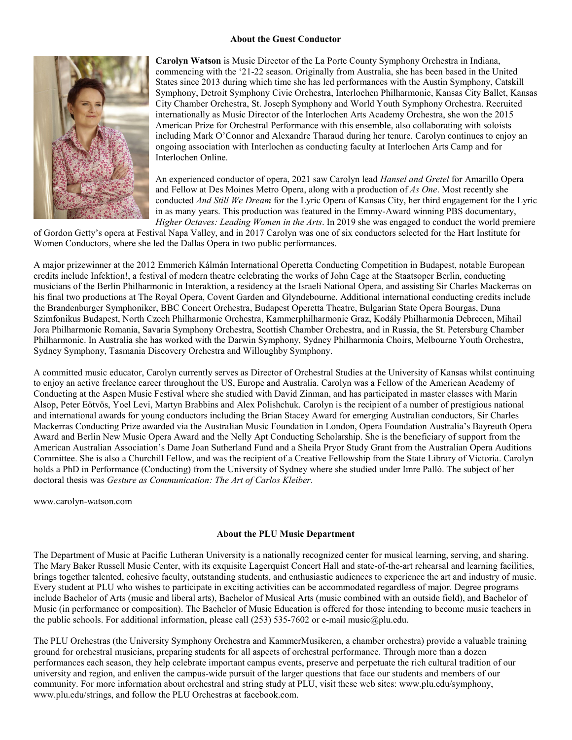### About the Guest Conductor

**Carolyn Watson** is Music Director of the La Porte County Symphony Orchestra in Indiana, commencing with the '21-22 season. Originally from Australia, she has been based in the United States since 2013 during which time she has led performances with the Austin Symphony, Catskill Symphony, Detroit Symphony Civic Orchestra, Interlochen Philharmonic, Kansas City Ballet, Kansas City Chamber Orchestra, St. Joseph Symphony and World Youth Symphony Orchestra. Recruited internationally as Music Director of the Interlochen Arts Academy Orchestra, she won the 2015 American Prize for Orchestral Performance with this ensemble, also collaborating with soloists including Mark O'Connor and Alexandre Tharaud during her tenure. Carolyn continues to enjoy an ongoing association with Interlochen as conducting faculty at Interlochen Arts Camp and for Interlochen Online.

An experienced conductor of opera, 2021 saw Carolyn lead *Hansel and Gretel* for Amarillo Opera and Fellow at Des Moines Metro Opera, along with a production of *As One*. Most recently she conducted *And Still We Dream* for the Lyric Opera of Kansas City, her third engagement for the Lyric in as many years. This production was featured in the Emmy-Award winning PBS documentary, *Higher Octaves: Leading Women in the Arts*. In 2019 she was engaged to conduct the world premiere of Gordon Getty's opera at Festival Napa Valley, and in 2017 Carolyn was one of six conductors selected for the Hart Institute for Women Conductors, where she led the Dallas Opera in two public performances.

A major prizewinner at the 2012 Emmerich Kálmán International Operetta Conducting Competition in Budapest, notable European credits include Infektion!, a festival of modern theatre celebrating the works of John Cage at the Staatsoper Berlin, conducting musicians of the Berlin Philharmonic in Interaktion, a residency at the Israeli National Opera, and assisting Sir Charles Mackerras on his final two productions at The Royal Opera, Covent Garden and Glyndebourne. Additional international conducting credits include the Brandenburger Symphoniker, BBC Concert Orchestra, Budapest Operetta Theatre, Bulgarian State Opera Bourgas, Duna Szimfonikus Budapest, North Czech Philharmonic Orchestra, Kammerphilharmonie Graz, Kodály Philharmonia Debrecen, Mihail Jora Philharmonic Romania, Savaria Symphony Orchestra, Scottish Chamber Orchestra, and in Russia, the St. Petersburg Chamber Philharmonic. In Australia she has worked with the Darwin Symphony, Sydney Philharmonia Choirs, Melbourne Youth Orchestra, Sydney Symphony, Tasmania Discovery Orchestra and Willoughby Symphony.

A committed music educator, Carolyn currently serves as Director of Orchestral Studies at the University of Kansas whilst continuing to enjoy an active freelance career throughout the US, Europe and Australia. Carolyn was a Fellow of the American Academy of Conducting at the Aspen Music Festival where she studied with David Zinman, and has participated in master classes with Marin Alsop, Peter Eötvös, Yoel Levi, Martyn Brabbins and Alex Polishchuk. Carolyn is the recipient of a number of prestigious national and international awards for young conductors including the Brian Stacey Award for emerging Australian conductors, Sir Charles Mackerras Conducting Prize awarded via the Australian Music Foundation in London, Opera Foundation Australia's Bayreuth Opera Award and Berlin New Music Opera Award and the Nelly Apt Conducting Scholarship. She is the beneficiary of support from the American Australian Association's Dame Joan Sutherland Fund and a Sheila Pryor Study Grant from the Australian Opera Auditions Committee. She is also a Churchill Fellow, and was the recipient of a Creative Fellowship from the State Library of Victoria. Carolyn holds a PhD in Performance (Conducting) from the University of Sydney where she studied under Imre Palló. The subject of her doctoral thesis was *Gesture as Communication: The Art of Carlos Kleiber*.

www.carolyn-watson.com

### About the PLU Music Department

The Department of Music at Pacific Lutheran University is a nationally recognized center for musical learning, serving, and sharing. The Mary Baker Russell Music Center, with its exquisite Lagerquist Concert Hall and state-of-the-art rehearsal and learning facilities, brings together talented, cohesive faculty, outstanding students, and enthusiastic audiences to experience the art and industry of music. Every student at PLU who wishes to participate in exciting activities can be accommodated regardless of major. Degree programs include Bachelor of Arts (music and liberal arts), Bachelor of Musical Arts (music combined with an outside field), and Bachelor of Music (in performance or composition). The Bachelor of Music Education is offered for those intending to become music teachers in the public schools. For additional information, please call (253) 535-7602 or e-mail music@plu.edu.

The PLU Orchestras (the University Symphony Orchestra and KammerMusikeren, a chamber orchestra) provide a valuable training ground for orchestral musicians, preparing students for all aspects of orchestral performance. Through more than a dozen performances each season, they help celebrate important campus events, preserve and perpetuate the rich cultural tradition of our university and region, and enliven the campus-wide pursuit of the larger questions that face our students and members of our community. For more information about orchestral and string study at PLU, visit these web sites: www.plu.edu/symphony, www.plu.edu/strings, and follow the PLU Orchestras at facebook.com.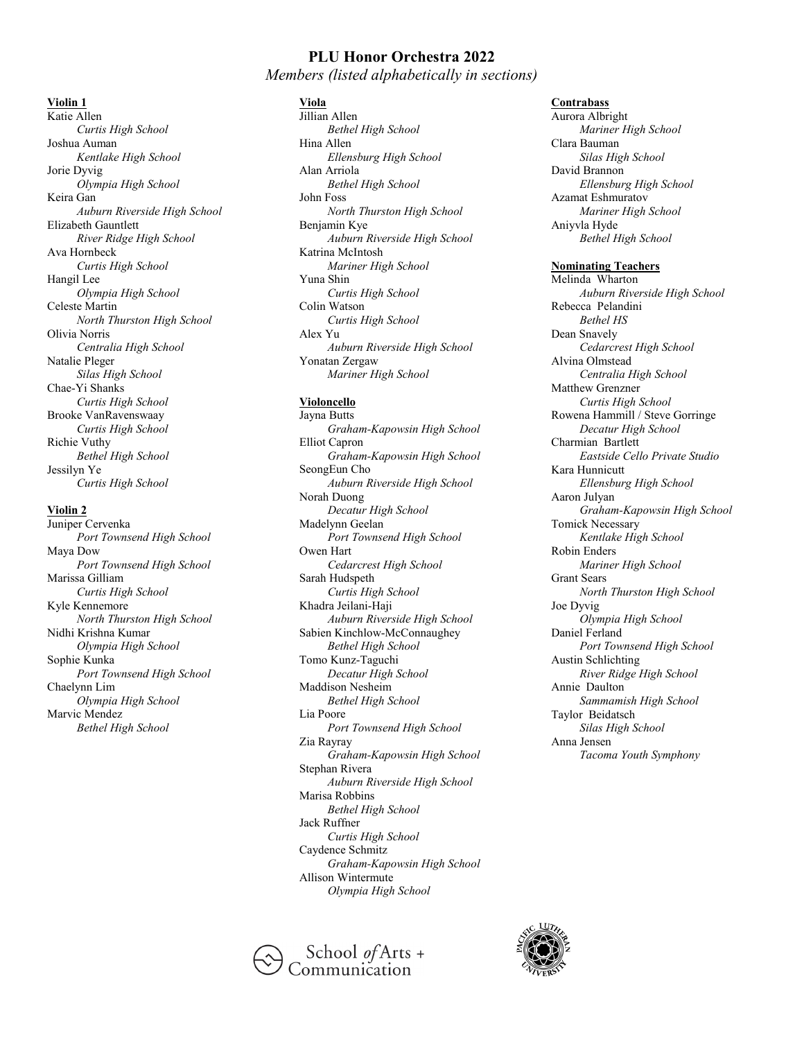# PLU Honor Orchestra 2022

*Members (listed alphabetically in sections)*

**Violin 1**

Katie Allen
*Curtis High School*
Joshua Auman
*Kentlake High School*
Jorie Dyvig
*Olympia High School*
Keira Gan
*Auburn Riverside High School*
Elizabeth Gauntlett
*River Ridge High School*
Ava Hornbeck
*Curtis High School*
Hangil Lee
*Olympia High School*
Celeste Martin
*North Thurston High School*
Olivia Norris
*Centralia High School*
Natalie Pleger
*Silas High School*
Chae-Yi Shanks
*Curtis High School*
Brooke VanRavenswaay
*Curtis High School*
Richie Vuthy
*Bethel High School*
Jessilyn Ye
*Curtis High School*

**Violin 2**

Juniper Cervenka
*Port Townsend High School*
Maya Dow
*Port Townsend High School*
Marissa Gilliam
*Curtis High School*
Kyle Kennemore
*North Thurston High School*
Nidhi Krishna Kumar
*Olympia High School*
Sophie Kunka
*Port Townsend High School*
Chaelynn Lim
*Olympia High School*
Marvic Mendez
*Bethel High School*

**Viola**

Jillian Allen
*Bethel High School*
Hina Allen
*Ellensburg High School*
Alan Arriola
*Bethel High School*
John Foss
*North Thurston High School*
Benjamin Kye
*Auburn Riverside High School*
Katrina McIntosh
*Mariner High School*
Yuna Shin
*Curtis High School*
Colin Watson
*Curtis High School*
Alex Yu
*Auburn Riverside High School*
Yonatan Zergaw
*Mariner High School*

**Violoncello**

Jayna Butts
*Graham-Kapowsin High School*
Elliot Capron
*Graham-Kapowsin High School*
SeongEun Cho
*Auburn Riverside High School*
Norah Duong
*Decatur High School*
Madelynn Geelan
*Port Townsend High School*
Owen Hart
*Cedarcrest High School*
Sarah Hudspeth
*Curtis High School*
Khadra Jeilani-Haji
*Auburn Riverside High School*
Sabien Kinchlow-McConnaughey
*Bethel High School*
Tomo Kunz-Taguchi
*Decatur High School*
Maddison Nesheim
*Bethel High School*
Lia Poore
*Port Townsend High School*
Zia Rayray
*Graham-Kapowsin High School*
Stephan Rivera
*Auburn Riverside High School*
Marisa Robbins
*Bethel High School*
Jack Ruffner
*Curtis High School*
Caydence Schmitz
*Graham-Kapowsin High School*
Allison Wintermute
*Olympia High School*

**Contrabass**

Aurora Albright
*Mariner High School*
Clara Bauman
*Silas High School*
David Brannon
*Ellensburg High School*
Azamat Eshmuratov
*Mariner High School*
Aniyvla Hyde
*Bethel High School*

**Nominating Teachers**

Melinda Wharton
*Auburn Riverside High School*
Rebecca Pelandini
*Bethel HS*
Dean Snavely
*Cedarcrest High School*
Alvina Olmstead
*Centralia High School*
Matthew Grenzner
*Curtis High School*
Rowena Hammill / Steve Gorringe
*Decatur High School*
Charmian Bartlett
*Eastside Cello Private Studio*
Kara Hunnicutt
*Ellensburg High School*
Aaron Julyan
*Graham-Kapowsin High School*
Tomick Necessary
*Kentlake High School*
Robin Enders
*Mariner High School*
Grant Sears
*North Thurston High School*
Joe Dyvig
*Olympia High School*
Daniel Ferland
*Port Townsend High School*
Austin Schlichting
*River Ridge High School*
Annie Daulton
*Sammamish High School*
Taylor Beidatsch
*Silas High School*
Anna Jensen
*Tacoma Youth Symphony*

School *of* Arts + Communication